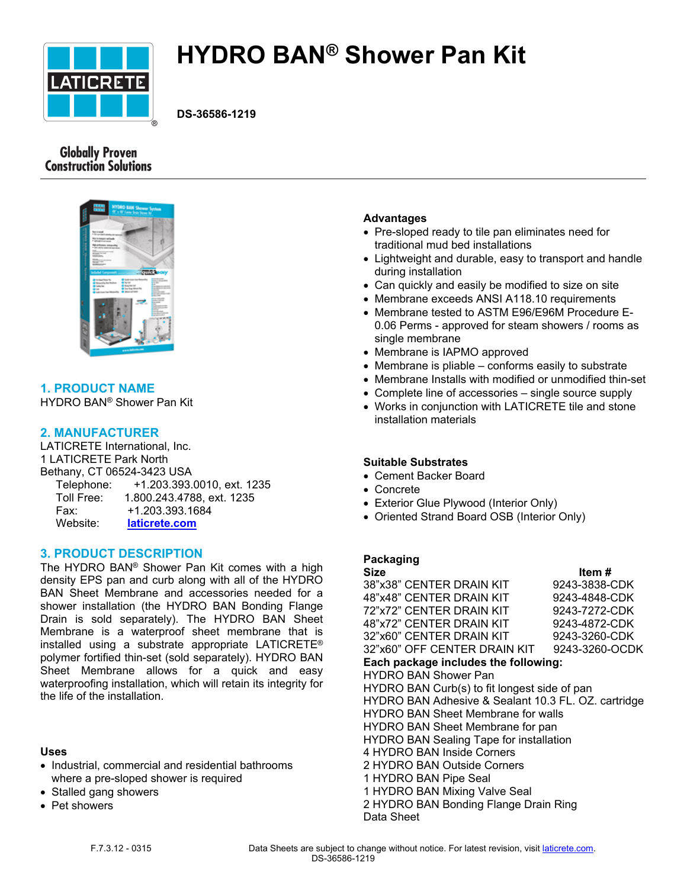# HYDRO BAN® Shower Pan Kit

**DS-36586-1219**

Globally Proven Construction Solutions

## 1. PRODUCT NAME

HYDRO BAN® Shower Pan Kit

## 2. MANUFACTURER

LATICRETE International, Inc.
1 LATICRETE Park North
Bethany, CT 06524-3423 USA

| | |
|---|---|
| Telephone: | +1.203.393.0010, ext. 1235 |
| Toll Free: | 1.800.243.4788, ext. 1235 |
| Fax: | +1.203.393.1684 |
| Website: | laticrete.com |

## 3. PRODUCT DESCRIPTION

The HYDRO BAN® Shower Pan Kit comes with a high density EPS pan and curb along with all of the HYDRO BAN Sheet Membrane and accessories needed for a shower installation (the HYDRO BAN Bonding Flange Drain is sold separately). The HYDRO BAN Sheet Membrane is a waterproof sheet membrane that is installed using a substrate appropriate LATICRETE® polymer fortified thin-set (sold separately). HYDRO BAN Sheet Membrane allows for a quick and easy waterproofing installation, which will retain its integrity for the life of the installation.

### Uses

- Industrial, commercial and residential bathrooms where a pre-sloped shower is required
- Stalled gang showers
- Pet showers

### Advantages

- Pre-sloped ready to tile pan eliminates need for traditional mud bed installations
- Lightweight and durable, easy to transport and handle during installation
- Can quickly and easily be modified to size on site
- Membrane exceeds ANSI A118.10 requirements
- Membrane tested to ASTM E96/E96M Procedure E- 0.06 Perms - approved for steam showers / rooms as single membrane
- Membrane is IAPMO approved
- Membrane is pliable – conforms easily to substrate
- Membrane Installs with modified or unmodified thin-set
- Complete line of accessories – single source supply
- Works in conjunction with LATICRETE tile and stone installation materials

### Suitable Substrates

- Cement Backer Board
- Concrete
- Exterior Glue Plywood (Interior Only)
- Oriented Strand Board OSB (Interior Only)

### Packaging

| Size | Item # |
|---|---|
| 38"x38" CENTER DRAIN KIT | 9243-3838-CDK |
| 48"x48" CENTER DRAIN KIT | 9243-4848-CDK |
| 72"x72" CENTER DRAIN KIT | 9243-7272-CDK |
| 48"x72" CENTER DRAIN KIT | 9243-4872-CDK |
| 32"x60" CENTER DRAIN KIT | 9243-3260-CDK |
| 32"x60" OFF CENTER DRAIN KIT | 9243-3260-OCDK |

**Each package includes the following:**

HYDRO BAN Shower Pan
HYDRO BAN Curb(s) to fit longest side of pan
HYDRO BAN Adhesive & Sealant 10.3 FL. OZ. cartridge
HYDRO BAN Sheet Membrane for walls
HYDRO BAN Sheet Membrane for pan
HYDRO BAN Sealing Tape for installation
4 HYDRO BAN Inside Corners
2 HYDRO BAN Outside Corners
1 HYDRO BAN Pipe Seal
1 HYDRO BAN Mixing Valve Seal
2 HYDRO BAN Bonding Flange Drain Ring
Data Sheet

F.7.3.12 - 0315

Data Sheets are subject to change without notice. For latest revision, visit laticrete.com.
DS-36586-1219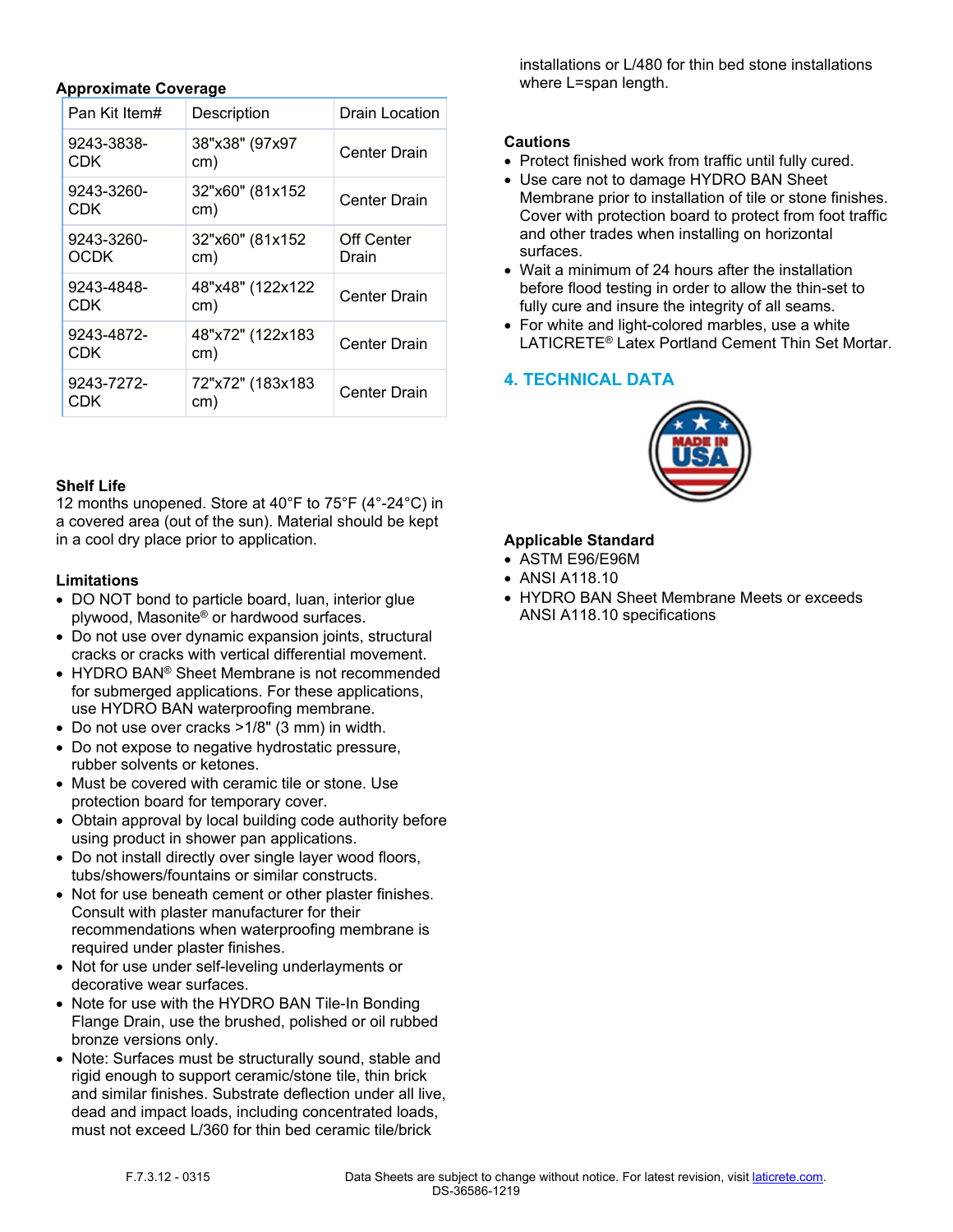### Approximate Coverage

| Pan Kit Item# | Description | Drain Location |
|---|---|---|
| 9243-3838-CDK | 38"x38" (97x97 cm) | Center Drain |
| 9243-3260-CDK | 32"x60" (81x152 cm) | Center Drain |
| 9243-3260-OCDK | 32"x60" (81x152 cm) | Off Center Drain |
| 9243-4848-CDK | 48"x48" (122x122 cm) | Center Drain |
| 9243-4872-CDK | 48"x72" (122x183 cm) | Center Drain |
| 9243-7272-CDK | 72"x72" (183x183 cm) | Center Drain |

### Shelf Life

12 months unopened. Store at 40°F to 75°F (4°-24°C) in a covered area (out of the sun). Material should be kept in a cool dry place prior to application.

### Limitations

- DO NOT bond to particle board, luan, interior glue plywood, Masonite® or hardwood surfaces.
- Do not use over dynamic expansion joints, structural cracks or cracks with vertical differential movement.
- HYDRO BAN® Sheet Membrane is not recommended for submerged applications. For these applications, use HYDRO BAN waterproofing membrane.
- Do not use over cracks >1/8" (3 mm) in width.
- Do not expose to negative hydrostatic pressure, rubber solvents or ketones.
- Must be covered with ceramic tile or stone. Use protection board for temporary cover.
- Obtain approval by local building code authority before using product in shower pan applications.
- Do not install directly over single layer wood floors, tubs/showers/fountains or similar constructs.
- Not for use beneath cement or other plaster finishes. Consult with plaster manufacturer for their recommendations when waterproofing membrane is required under plaster finishes.
- Not for use under self-leveling underlayments or decorative wear surfaces.
- Note for use with the HYDRO BAN Tile-In Bonding Flange Drain, use the brushed, polished or oil rubbed bronze versions only.
- Note: Surfaces must be structurally sound, stable and rigid enough to support ceramic/stone tile, thin brick and similar finishes. Substrate deflection under all live, dead and impact loads, including concentrated loads, must not exceed L/360 for thin bed ceramic tile/brick installations or L/480 for thin bed stone installations where L=span length.

### Cautions

- Protect finished work from traffic until fully cured.
- Use care not to damage HYDRO BAN Sheet Membrane prior to installation of tile or stone finishes. Cover with protection board to protect from foot traffic and other trades when installing on horizontal surfaces.
- Wait a minimum of 24 hours after the installation before flood testing in order to allow the thin-set to fully cure and insure the integrity of all seams.
- For white and light-colored marbles, use a white LATICRETE® Latex Portland Cement Thin Set Mortar.

## 4. TECHNICAL DATA

MADE IN USA

### Applicable Standard

- ASTM E96/E96M
- ANSI A118.10
- HYDRO BAN Sheet Membrane Meets or exceeds ANSI A118.10 specifications

F.7.3.12 - 0315

Data Sheets are subject to change without notice. For latest revision, visit laticrete.com.
DS-36586-1219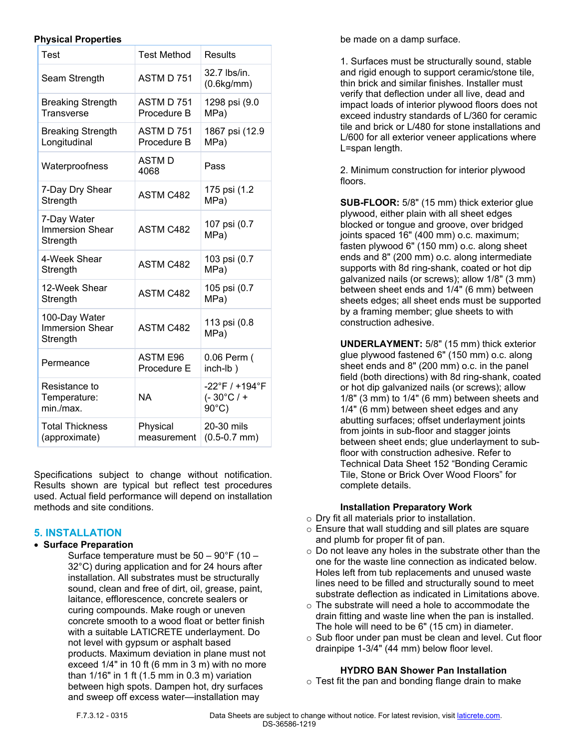**Physical Properties**

| Test | Test Method | Results |
|---|---|---|
| Seam Strength | ASTM D 751 | 32.7 lbs/in. (0.6kg/mm) |
| Breaking Strength Transverse | ASTM D 751 Procedure B | 1298 psi (9.0 MPa) |
| Breaking Strength Longitudinal | ASTM D 751 Procedure B | 1867 psi (12.9 MPa) |
| Waterproofness | ASTM D 4068 | Pass |
| 7-Day Dry Shear Strength | ASTM C482 | 175 psi (1.2 MPa) |
| 7-Day Water Immersion Shear Strength | ASTM C482 | 107 psi (0.7 MPa) |
| 4-Week Shear Strength | ASTM C482 | 103 psi (0.7 MPa) |
| 12-Week Shear Strength | ASTM C482 | 105 psi (0.7 MPa) |
| 100-Day Water Immersion Shear Strength | ASTM C482 | 113 psi (0.8 MPa) |
| Permeance | ASTM E96 Procedure E | 0.06 Perm ( inch-lb ) |
| Resistance to Temperature: min./max. | NA | -22°F / +194°F (- 30°C / + 90°C) |
| Total Thickness (approximate) | Physical measurement | 20-30 mils (0.5-0.7 mm) |

Specifications subject to change without notification. Results shown are typical but reflect test procedures used. Actual field performance will depend on installation methods and site conditions.

## 5. INSTALLATION

- **Surface Preparation**

  Surface temperature must be 50 – 90°F (10 – 32°C) during application and for 24 hours after installation. All substrates must be structurally sound, clean and free of dirt, oil, grease, paint, laitance, efflorescence, concrete sealers or curing compounds. Make rough or uneven concrete smooth to a wood float or better finish with a suitable LATICRETE underlayment. Do not level with gypsum or asphalt based products. Maximum deviation in plane must not exceed 1/4" in 10 ft (6 mm in 3 m) with no more than 1/16" in 1 ft (1.5 mm in 0.3 m) variation between high spots. Dampen hot, dry surfaces and sweep off excess water—installation may be made on a damp surface.

  1. Surfaces must be structurally sound, stable and rigid enough to support ceramic/stone tile, thin brick and similar finishes. Installer must verify that deflection under all live, dead and impact loads of interior plywood floors does not exceed industry standards of L/360 for ceramic tile and brick or L/480 for stone installations and L/600 for all exterior veneer applications where L=span length.

  2. Minimum construction for interior plywood floors.

  **SUB-FLOOR:** 5/8" (15 mm) thick exterior glue plywood, either plain with all sheet edges blocked or tongue and groove, over bridged joints spaced 16" (400 mm) o.c. maximum; fasten plywood 6" (150 mm) o.c. along sheet ends and 8" (200 mm) o.c. along intermediate supports with 8d ring-shank, coated or hot dip galvanized nails (or screws); allow 1/8" (3 mm) between sheet ends and 1/4" (6 mm) between sheets edges; all sheet ends must be supported by a framing member; glue sheets to with construction adhesive.

  **UNDERLAYMENT:** 5/8" (15 mm) thick exterior glue plywood fastened 6" (150 mm) o.c. along sheet ends and 8" (200 mm) o.c. in the panel field (both directions) with 8d ring-shank, coated or hot dip galvanized nails (or screws); allow 1/8" (3 mm) to 1/4" (6 mm) between sheets and 1/4" (6 mm) between sheet edges and any abutting surfaces; offset underlayment joints from joints in sub-floor and stagger joints between sheet ends; glue underlayment to sub-floor with construction adhesive. Refer to Technical Data Sheet 152 "Bonding Ceramic Tile, Stone or Brick Over Wood Floors" for complete details.

**Installation Preparatory Work**

- Dry fit all materials prior to installation.
- Ensure that wall studding and sill plates are square and plumb for proper fit of pan.
- Do not leave any holes in the substrate other than the one for the waste line connection as indicated below. Holes left from tub replacements and unused waste lines need to be filled and structurally sound to meet substrate deflection as indicated in Limitations above.
- The substrate will need to accommodate the drain fitting and waste line when the pan is installed. The hole will need to be 6" (15 cm) in diameter.
- Sub floor under pan must be clean and level. Cut floor drainpipe 1-3/4" (44 mm) below floor level.

**HYDRO BAN Shower Pan Installation**

- Test fit the pan and bonding flange drain to make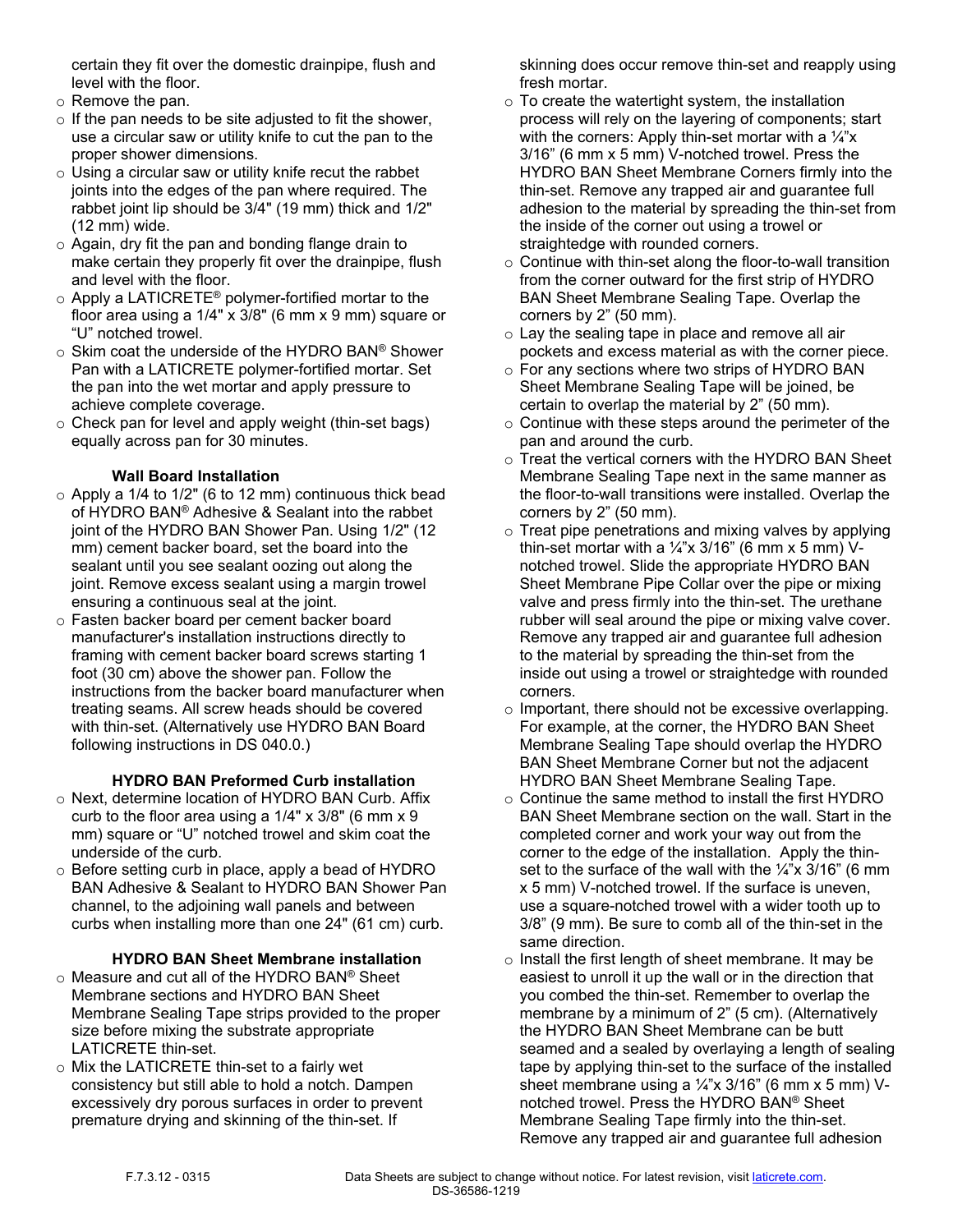- certain they fit over the domestic drainpipe, flush and level with the floor.
- Remove the pan.
- If the pan needs to be site adjusted to fit the shower, use a circular saw or utility knife to cut the pan to the proper shower dimensions.
- Using a circular saw or utility knife recut the rabbet joints into the edges of the pan where required. The rabbet joint lip should be 3/4" (19 mm) thick and 1/2" (12 mm) wide.
- Again, dry fit the pan and bonding flange drain to make certain they properly fit over the drainpipe, flush and level with the floor.
- Apply a LATICRETE® polymer-fortified mortar to the floor area using a 1/4" x 3/8" (6 mm x 9 mm) square or "U" notched trowel.
- Skim coat the underside of the HYDRO BAN® Shower Pan with a LATICRETE polymer-fortified mortar. Set the pan into the wet mortar and apply pressure to achieve complete coverage.
- Check pan for level and apply weight (thin-set bags) equally across pan for 30 minutes.

**Wall Board Installation**

- Apply a 1/4 to 1/2" (6 to 12 mm) continuous thick bead of HYDRO BAN® Adhesive & Sealant into the rabbet joint of the HYDRO BAN Shower Pan. Using 1/2" (12 mm) cement backer board, set the board into the sealant until you see sealant oozing out along the joint. Remove excess sealant using a margin trowel ensuring a continuous seal at the joint.
- Fasten backer board per cement backer board manufacturer's installation instructions directly to framing with cement backer board screws starting 1 foot (30 cm) above the shower pan. Follow the instructions from the backer board manufacturer when treating seams. All screw heads should be covered with thin-set. (Alternatively use HYDRO BAN Board following instructions in DS 040.0.)

**HYDRO BAN Preformed Curb installation**

- Next, determine location of HYDRO BAN Curb. Affix curb to the floor area using a 1/4" x 3/8" (6 mm x 9 mm) square or "U" notched trowel and skim coat the underside of the curb.
- Before setting curb in place, apply a bead of HYDRO BAN Adhesive & Sealant to HYDRO BAN Shower Pan channel, to the adjoining wall panels and between curbs when installing more than one 24" (61 cm) curb.

**HYDRO BAN Sheet Membrane installation**

- Measure and cut all of the HYDRO BAN® Sheet Membrane sections and HYDRO BAN Sheet Membrane Sealing Tape strips provided to the proper size before mixing the substrate appropriate LATICRETE thin-set.
- Mix the LATICRETE thin-set to a fairly wet consistency but still able to hold a notch. Dampen excessively dry porous surfaces in order to prevent premature drying and skinning of the thin-set. If skinning does occur remove thin-set and reapply using fresh mortar.
- To create the watertight system, the installation process will rely on the layering of components; start with the corners: Apply thin-set mortar with a ¼"x 3/16" (6 mm x 5 mm) V-notched trowel. Press the HYDRO BAN Sheet Membrane Corners firmly into the thin-set. Remove any trapped air and guarantee full adhesion to the material by spreading the thin-set from the inside of the corner out using a trowel or straightedge with rounded corners.
- Continue with thin-set along the floor-to-wall transition from the corner outward for the first strip of HYDRO BAN Sheet Membrane Sealing Tape. Overlap the corners by 2" (50 mm).
- Lay the sealing tape in place and remove all air pockets and excess material as with the corner piece.
- For any sections where two strips of HYDRO BAN Sheet Membrane Sealing Tape will be joined, be certain to overlap the material by 2" (50 mm).
- Continue with these steps around the perimeter of the pan and around the curb.
- Treat the vertical corners with the HYDRO BAN Sheet Membrane Sealing Tape next in the same manner as the floor-to-wall transitions were installed. Overlap the corners by 2" (50 mm).
- Treat pipe penetrations and mixing valves by applying thin-set mortar with a ¼"x 3/16" (6 mm x 5 mm) V-notched trowel. Slide the appropriate HYDRO BAN Sheet Membrane Pipe Collar over the pipe or mixing valve and press firmly into the thin-set. The urethane rubber will seal around the pipe or mixing valve cover. Remove any trapped air and guarantee full adhesion to the material by spreading the thin-set from the inside out using a trowel or straightedge with rounded corners.
- Important, there should not be excessive overlapping. For example, at the corner, the HYDRO BAN Sheet Membrane Sealing Tape should overlap the HYDRO BAN Sheet Membrane Corner but not the adjacent HYDRO BAN Sheet Membrane Sealing Tape.
- Continue the same method to install the first HYDRO BAN Sheet Membrane section on the wall. Start in the completed corner and work your way out from the corner to the edge of the installation. Apply the thin-set to the surface of the wall with the ¼"x 3/16" (6 mm x 5 mm) V-notched trowel. If the surface is uneven, use a square-notched trowel with a wider tooth up to 3/8" (9 mm). Be sure to comb all of the thin-set in the same direction.
- Install the first length of sheet membrane. It may be easiest to unroll it up the wall or in the direction that you combed the thin-set. Remember to overlap the membrane by a minimum of 2" (5 cm). (Alternatively the HYDRO BAN Sheet Membrane can be butt seamed and a sealed by overlaying a length of sealing tape by applying thin-set to the surface of the installed sheet membrane using a ¼"x 3/16" (6 mm x 5 mm) V-notched trowel. Press the HYDRO BAN® Sheet Membrane Sealing Tape firmly into the thin-set. Remove any trapped air and guarantee full adhesion

F.7.3.12 - 0315

Data Sheets are subject to change without notice. For latest revision, visit laticrete.com.
DS-36586-1219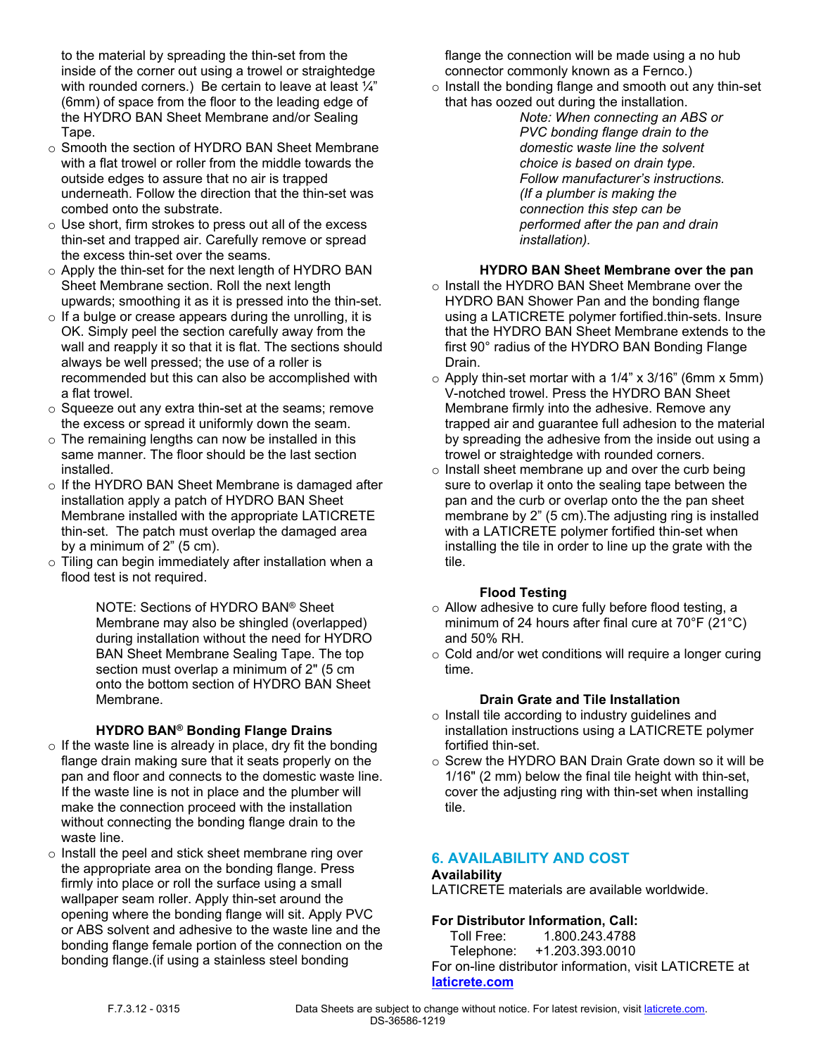to the material by spreading the thin-set from the inside of the corner out using a trowel or straightedge with rounded corners.) Be certain to leave at least ¼" (6mm) of space from the floor to the leading edge of the HYDRO BAN Sheet Membrane and/or Sealing Tape.

- Smooth the section of HYDRO BAN Sheet Membrane with a flat trowel or roller from the middle towards the outside edges to assure that no air is trapped underneath. Follow the direction that the thin-set was combed onto the substrate.
- Use short, firm strokes to press out all of the excess thin-set and trapped air. Carefully remove or spread the excess thin-set over the seams.
- Apply the thin-set for the next length of HYDRO BAN Sheet Membrane section. Roll the next length upwards; smoothing it as it is pressed into the thin-set.
- If a bulge or crease appears during the unrolling, it is OK. Simply peel the section carefully away from the wall and reapply it so that it is flat. The sections should always be well pressed; the use of a roller is recommended but this can also be accomplished with a flat trowel.
- Squeeze out any extra thin-set at the seams; remove the excess or spread it uniformly down the seam.
- The remaining lengths can now be installed in this same manner. The floor should be the last section installed.
- If the HYDRO BAN Sheet Membrane is damaged after installation apply a patch of HYDRO BAN Sheet Membrane installed with the appropriate LATICRETE thin-set. The patch must overlap the damaged area by a minimum of 2" (5 cm).
- Tiling can begin immediately after installation when a flood test is not required.

> NOTE: Sections of HYDRO BAN® Sheet Membrane may also be shingled (overlapped) during installation without the need for HYDRO BAN Sheet Membrane Sealing Tape. The top section must overlap a minimum of 2" (5 cm onto the bottom section of HYDRO BAN Sheet Membrane.

**HYDRO BAN® Bonding Flange Drains**

- If the waste line is already in place, dry fit the bonding flange drain making sure that it seats properly on the pan and floor and connects to the domestic waste line. If the waste line is not in place and the plumber will make the connection proceed with the installation without connecting the bonding flange drain to the waste line.
- Install the peel and stick sheet membrane ring over the appropriate area on the bonding flange. Press firmly into place or roll the surface using a small wallpaper seam roller. Apply thin-set around the opening where the bonding flange will sit. Apply PVC or ABS solvent and adhesive to the waste line and the bonding flange female portion of the connection on the bonding flange.(if using a stainless steel bonding flange the connection will be made using a no hub connector commonly known as a Fernco.)
- Install the bonding flange and smooth out any thin-set that has oozed out during the installation.

> *Note: When connecting an ABS or PVC bonding flange drain to the domestic waste line the solvent choice is based on drain type. Follow manufacturer's instructions. (If a plumber is making the connection this step can be performed after the pan and drain installation).*

**HYDRO BAN Sheet Membrane over the pan**

- Install the HYDRO BAN Sheet Membrane over the HYDRO BAN Shower Pan and the bonding flange using a LATICRETE polymer fortified.thin-sets. Insure that the HYDRO BAN Sheet Membrane extends to the first 90° radius of the HYDRO BAN Bonding Flange Drain.
- Apply thin-set mortar with a 1/4" x 3/16" (6mm x 5mm) V-notched trowel. Press the HYDRO BAN Sheet Membrane firmly into the adhesive. Remove any trapped air and guarantee full adhesion to the material by spreading the adhesive from the inside out using a trowel or straightedge with rounded corners.
- Install sheet membrane up and over the curb being sure to overlap it onto the sealing tape between the pan and the curb or overlap onto the the pan sheet membrane by 2" (5 cm).The adjusting ring is installed with a LATICRETE polymer fortified thin-set when installing the tile in order to line up the grate with the tile.

**Flood Testing**

- Allow adhesive to cure fully before flood testing, a minimum of 24 hours after final cure at 70°F (21°C) and 50% RH.
- Cold and/or wet conditions will require a longer curing time.

**Drain Grate and Tile Installation**

- Install tile according to industry guidelines and installation instructions using a LATICRETE polymer fortified thin-set.
- Screw the HYDRO BAN Drain Grate down so it will be 1/16" (2 mm) below the final tile height with thin-set, cover the adjusting ring with thin-set when installing tile.

## 6. AVAILABILITY AND COST

**Availability**

LATICRETE materials are available worldwide.

**For Distributor Information, Call:**

Toll Free: 1.800.243.4788
Telephone: +1.203.393.0010

For on-line distributor information, visit LATICRETE at **laticrete.com**

F.7.3.12 - 0315 Data Sheets are subject to change without notice. For latest revision, visit laticrete.com.
DS-36586-1219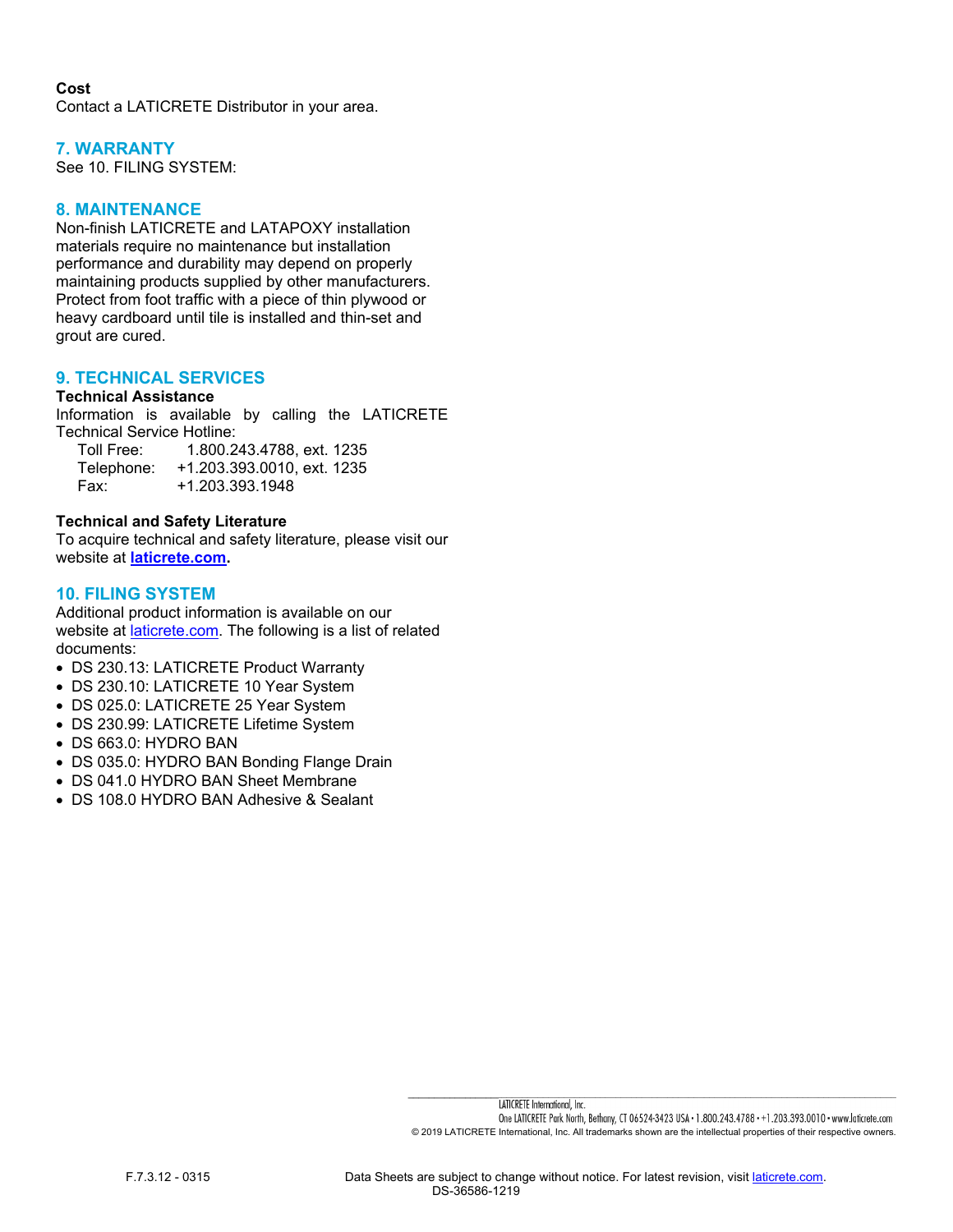**Cost**
Contact a LATICRETE Distributor in your area.

## 7. WARRANTY

See 10. FILING SYSTEM:

## 8. MAINTENANCE

Non-finish LATICRETE and LATAPOXY installation materials require no maintenance but installation performance and durability may depend on properly maintaining products supplied by other manufacturers. Protect from foot traffic with a piece of thin plywood or heavy cardboard until tile is installed and thin-set and grout are cured.

## 9. TECHNICAL SERVICES

**Technical Assistance**
Information is available by calling the LATICRETE Technical Service Hotline:

Toll Free: 1.800.243.4788, ext. 1235
Telephone: +1.203.393.0010, ext. 1235
Fax: +1.203.393.1948

**Technical and Safety Literature**
To acquire technical and safety literature, please visit our website at **laticrete.com.**

## 10. FILING SYSTEM

Additional product information is available on our website at laticrete.com. The following is a list of related documents:

- DS 230.13: LATICRETE Product Warranty
- DS 230.10: LATICRETE 10 Year System
- DS 025.0: LATICRETE 25 Year System
- DS 230.99: LATICRETE Lifetime System
- DS 663.0: HYDRO BAN
- DS 035.0: HYDRO BAN Bonding Flange Drain
- DS 041.0 HYDRO BAN Sheet Membrane
- DS 108.0 HYDRO BAN Adhesive & Sealant

LATICRETE International, Inc.
One LATICRETE Park North, Bethany, CT 06524-3423 USA • 1.800.243.4788 • +1.203.393.0010 • www.laticrete.com
© 2019 LATICRETE International, Inc. All trademarks shown are the intellectual properties of their respective owners.

F.7.3.12 - 0315

Data Sheets are subject to change without notice. For latest revision, visit laticrete.com.
DS-36586-1219